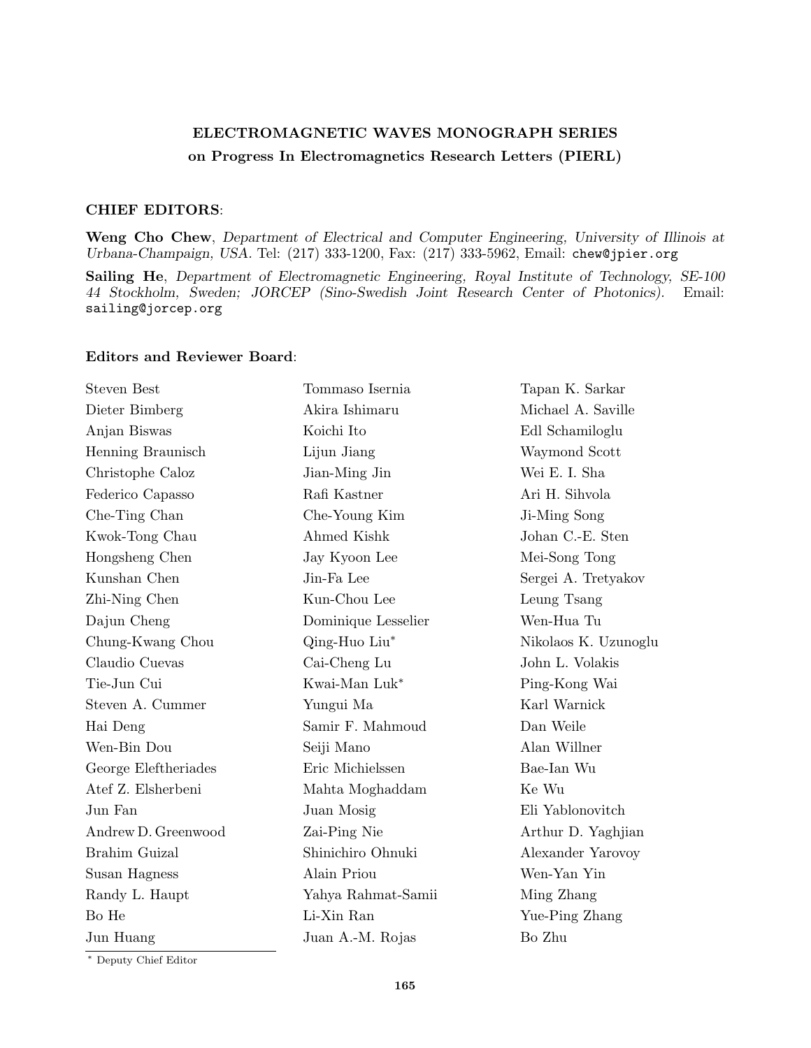## ELECTROMAGNETIC WAVES MONOGRAPH SERIES

**on Progress In Electromagnetics Research Letters (PIERL)**

### CHIEF EDITORS:

**Weng Cho Chew**, *Department of Electrical and Computer Engineering, University of Illinois at Urbana-Champaign, USA.* Tel: (217) 333-1200, Fax: (217) 333-5962, Email: chew@jpier.org

**Sailing He**, *Department of Electromagnetic Engineering, Royal Institute of Technology, SE-100 44 Stockholm, Sweden; JORCEP (Sino-Swedish Joint Research Center of Photonics).* Email: sailing@jorcep.org

### Editors and Reviewer Board:

Steven Best
Dieter Bimberg
Anjan Biswas
Henning Braunisch
Christophe Caloz
Federico Capasso
Che-Ting Chan
Kwok-Tong Chau
Hongsheng Chen
Kunshan Chen
Zhi-Ning Chen
Dajun Cheng
Chung-Kwang Chou
Claudio Cuevas
Tie-Jun Cui
Steven A. Cummer
Hai Deng
Wen-Bin Dou
George Eleftheriades
Atef Z. Elsherbeni
Jun Fan
Andrew D. Greenwood
Brahim Guizal
Susan Hagness
Randy L. Haupt
Bo He
Jun Huang
Tommaso Isernia
Akira Ishimaru
Koichi Ito
Lijun Jiang
Jian-Ming Jin
Rafi Kastner
Che-Young Kim
Ahmed Kishk
Jay Kyoon Lee
Jin-Fa Lee
Kun-Chou Lee
Dominique Lesselier
Qing-Huo Liu*
Cai-Cheng Lu
Kwai-Man Luk*
Yungui Ma
Samir F. Mahmoud
Seiji Mano
Eric Michielssen
Mahta Moghaddam
Juan Mosig
Zai-Ping Nie
Shinichiro Ohnuki
Alain Priou
Yahya Rahmat-Samii
Li-Xin Ran
Juan A.-M. Rojas
Tapan K. Sarkar
Michael A. Saville
Edl Schamiloglu
Waymond Scott
Wei E. I. Sha
Ari H. Sihvola
Ji-Ming Song
Johan C.-E. Sten
Mei-Song Tong
Sergei A. Tretyakov
Leung Tsang
Wen-Hua Tu
Nikolaos K. Uzunoglu
John L. Volakis
Ping-Kong Wai
Karl Warnick
Dan Weile
Alan Willner
Bae-Ian Wu
Ke Wu
Eli Yablonovitch
Arthur D. Yaghjian
Alexander Yarovoy
Wen-Yan Yin
Ming Zhang
Yue-Ping Zhang
Bo Zhu

\* Deputy Chief Editor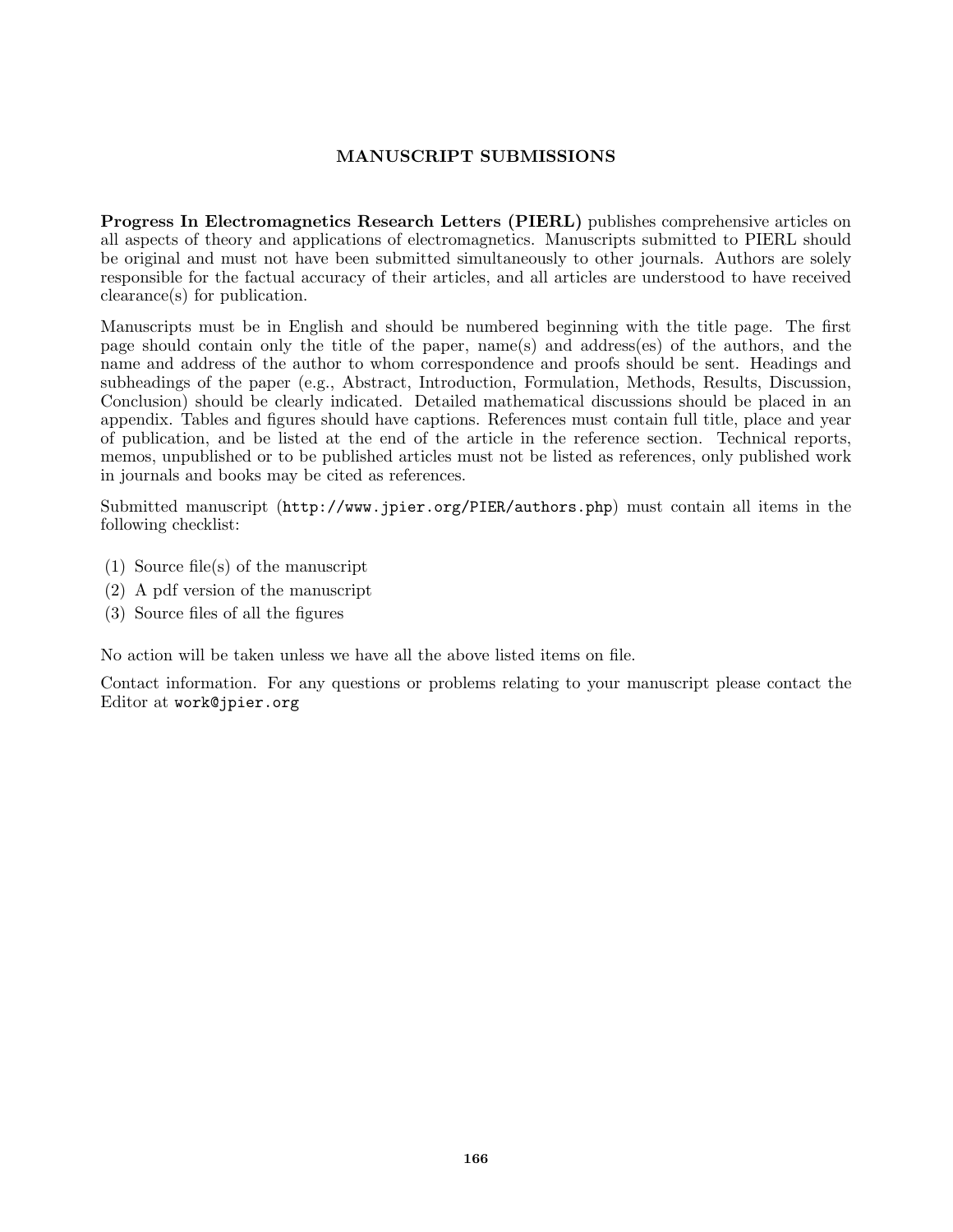# MANUSCRIPT SUBMISSIONS

**Progress In Electromagnetics Research Letters (PIERL)** publishes comprehensive articles on all aspects of theory and applications of electromagnetics. Manuscripts submitted to PIERL should be original and must not have been submitted simultaneously to other journals. Authors are solely responsible for the factual accuracy of their articles, and all articles are understood to have received clearance(s) for publication.

Manuscripts must be in English and should be numbered beginning with the title page. The first page should contain only the title of the paper, name(s) and address(es) of the authors, and the name and address of the author to whom correspondence and proofs should be sent. Headings and subheadings of the paper (e.g., Abstract, Introduction, Formulation, Methods, Results, Discussion, Conclusion) should be clearly indicated. Detailed mathematical discussions should be placed in an appendix. Tables and figures should have captions. References must contain full title, place and year of publication, and be listed at the end of the article in the reference section. Technical reports, memos, unpublished or to be published articles must not be listed as references, only published work in journals and books may be cited as references.

Submitted manuscript (`http://www.jpier.org/PIER/authors.php`) must contain all items in the following checklist:

(1) Source file(s) of the manuscript

(2) A pdf version of the manuscript

(3) Source files of all the figures

No action will be taken unless we have all the above listed items on file.

Contact information. For any questions or problems relating to your manuscript please contact the Editor at `work@jpier.org`